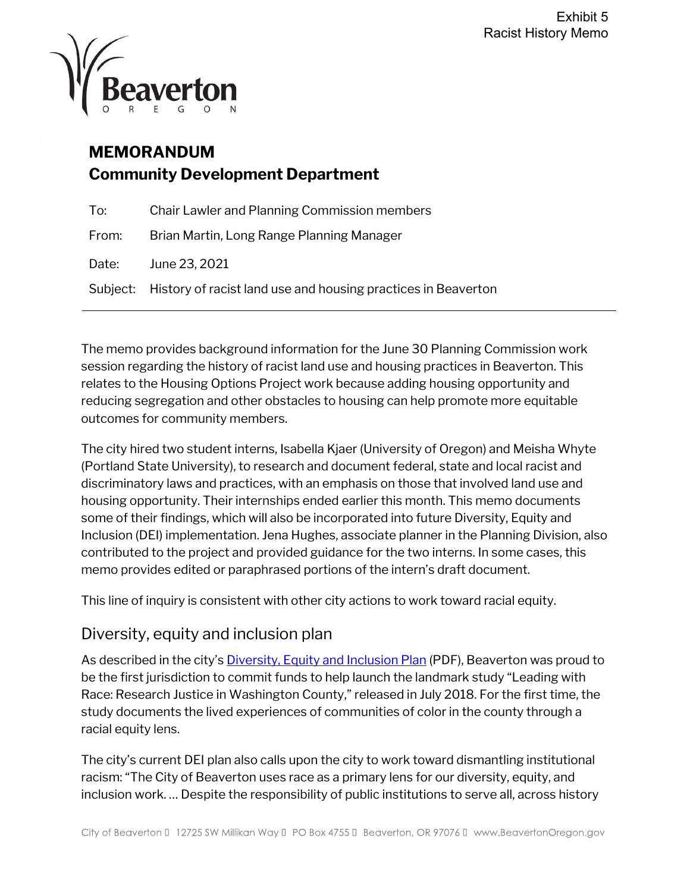Exhibit 5
Racist History Memo

Beaverton
OREGON

# MEMORANDUM
## Community Development Department

To: Chair Lawler and Planning Commission members

From: Brian Martin, Long Range Planning Manager

Date: June 23, 2021

Subject: History of racist land use and housing practices in Beaverton

---

The memo provides background information for the June 30 Planning Commission work session regarding the history of racist land use and housing practices in Beaverton. This relates to the Housing Options Project work because adding housing opportunity and reducing segregation and other obstacles to housing can help promote more equitable outcomes for community members.

The city hired two student interns, Isabella Kjaer (University of Oregon) and Meisha Whyte (Portland State University), to research and document federal, state and local racist and discriminatory laws and practices, with an emphasis on those that involved land use and housing opportunity. Their internships ended earlier this month. This memo documents some of their findings, which will also be incorporated into future Diversity, Equity and Inclusion (DEI) implementation. Jena Hughes, associate planner in the Planning Division, also contributed to the project and provided guidance for the two interns. In some cases, this memo provides edited or paraphrased portions of the intern's draft document.

This line of inquiry is consistent with other city actions to work toward racial equity.

## Diversity, equity and inclusion plan

As described in the city's Diversity, Equity and Inclusion Plan (PDF), Beaverton was proud to be the first jurisdiction to commit funds to help launch the landmark study "Leading with Race: Research Justice in Washington County," released in July 2018. For the first time, the study documents the lived experiences of communities of color in the county through a racial equity lens.

The city's current DEI plan also calls upon the city to work toward dismantling institutional racism: "The City of Beaverton uses race as a primary lens for our diversity, equity, and inclusion work. … Despite the responsibility of public institutions to serve all, across history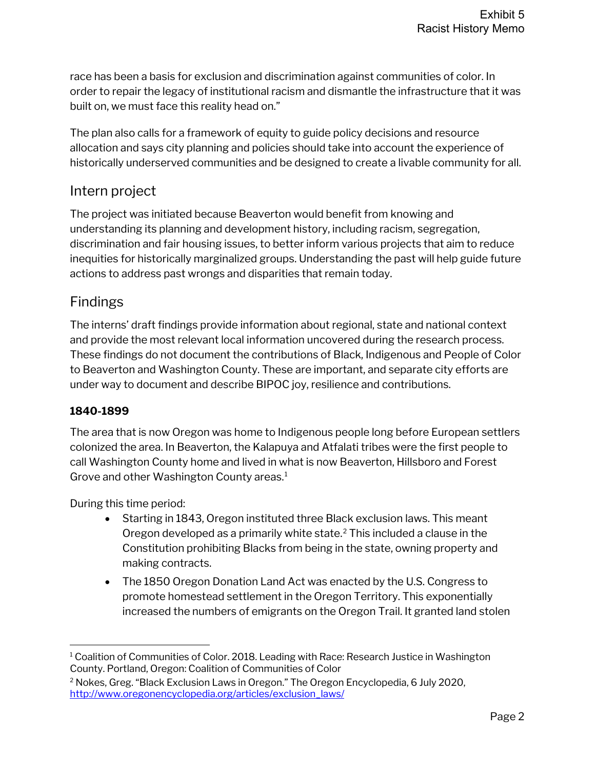race has been a basis for exclusion and discrimination against communities of color. In order to repair the legacy of institutional racism and dismantle the infrastructure that it was built on, we must face this reality head on."

The plan also calls for a framework of equity to guide policy decisions and resource allocation and says city planning and policies should take into account the experience of historically underserved communities and be designed to create a livable community for all.

## Intern project

The project was initiated because Beaverton would benefit from knowing and understanding its planning and development history, including racism, segregation, discrimination and fair housing issues, to better inform various projects that aim to reduce inequities for historically marginalized groups. Understanding the past will help guide future actions to address past wrongs and disparities that remain today.

## Findings

The interns' draft findings provide information about regional, state and national context and provide the most relevant local information uncovered during the research process. These findings do not document the contributions of Black, Indigenous and People of Color to Beaverton and Washington County. These are important, and separate city efforts are under way to document and describe BIPOC joy, resilience and contributions.

### 1840-1899

The area that is now Oregon was home to Indigenous people long before European settlers colonized the area. In Beaverton, the Kalapuya and Atfalati tribes were the first people to call Washington County home and lived in what is now Beaverton, Hillsboro and Forest Grove and other Washington County areas.[1]

During this time period:

- Starting in 1843, Oregon instituted three Black exclusion laws. This meant Oregon developed as a primarily white state.[2] This included a clause in the Constitution prohibiting Blacks from being in the state, owning property and making contracts.
- The 1850 Oregon Donation Land Act was enacted by the U.S. Congress to promote homestead settlement in the Oregon Territory. This exponentially increased the numbers of emigrants on the Oregon Trail. It granted land stolen

---

[1] Coalition of Communities of Color. 2018. Leading with Race: Research Justice in Washington County. Portland, Oregon: Coalition of Communities of Color

[2] Nokes, Greg. "Black Exclusion Laws in Oregon." The Oregon Encyclopedia, 6 July 2020, http://www.oregonencyclopedia.org/articles/exclusion_laws/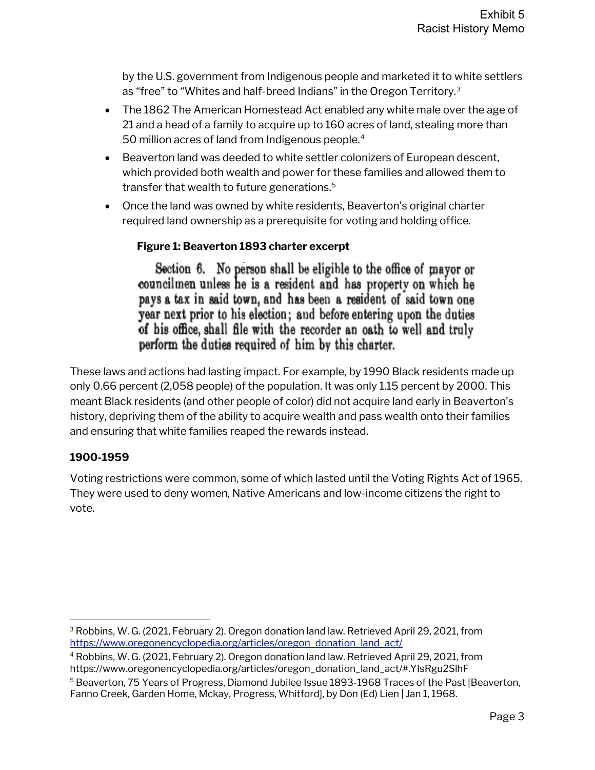by the U.S. government from Indigenous people and marketed it to white settlers as "free" to "Whites and half-breed Indians" in the Oregon Territory.[3]

- The 1862 The American Homestead Act enabled any white male over the age of 21 and a head of a family to acquire up to 160 acres of land, stealing more than 50 million acres of land from Indigenous people.[4]
- Beaverton land was deeded to white settler colonizers of European descent, which provided both wealth and power for these families and allowed them to transfer that wealth to future generations.[5]
- Once the land was owned by white residents, Beaverton's original charter required land ownership as a prerequisite for voting and holding office.

**Figure 1: Beaverton 1893 charter excerpt**

Section 6. No person shall be eligible to the office of mayor or councilmen unless he is a resident and has property on which he pays a tax in said town, and has been a resident of said town one year next prior to his election; and before entering upon the duties of his office, shall file with the recorder an oath to well and truly perform the duties required of him by this charter.

These laws and actions had lasting impact. For example, by 1990 Black residents made up only 0.66 percent (2,058 people) of the population. It was only 1.15 percent by 2000. This meant Black residents (and other people of color) did not acquire land early in Beaverton's history, depriving them of the ability to acquire wealth and pass wealth onto their families and ensuring that white families reaped the rewards instead.

### 1900-1959

Voting restrictions were common, some of which lasted until the Voting Rights Act of 1965. They were used to deny women, Native Americans and low-income citizens the right to vote.

---

[3] Robbins, W. G. (2021, February 2). Oregon donation land law. Retrieved April 29, 2021, from https://www.oregonencyclopedia.org/articles/oregon_donation_land_act/

[4] Robbins, W. G. (2021, February 2). Oregon donation land law. Retrieved April 29, 2021, from https://www.oregonencyclopedia.org/articles/oregon_donation_land_act/#.YIsRgu2SlhF

[5] Beaverton, 75 Years of Progress, Diamond Jubilee Issue 1893-1968 Traces of the Past [Beaverton, Fanno Creek, Garden Home, Mckay, Progress, Whitford], by Don (Ed) Lien | Jan 1, 1968.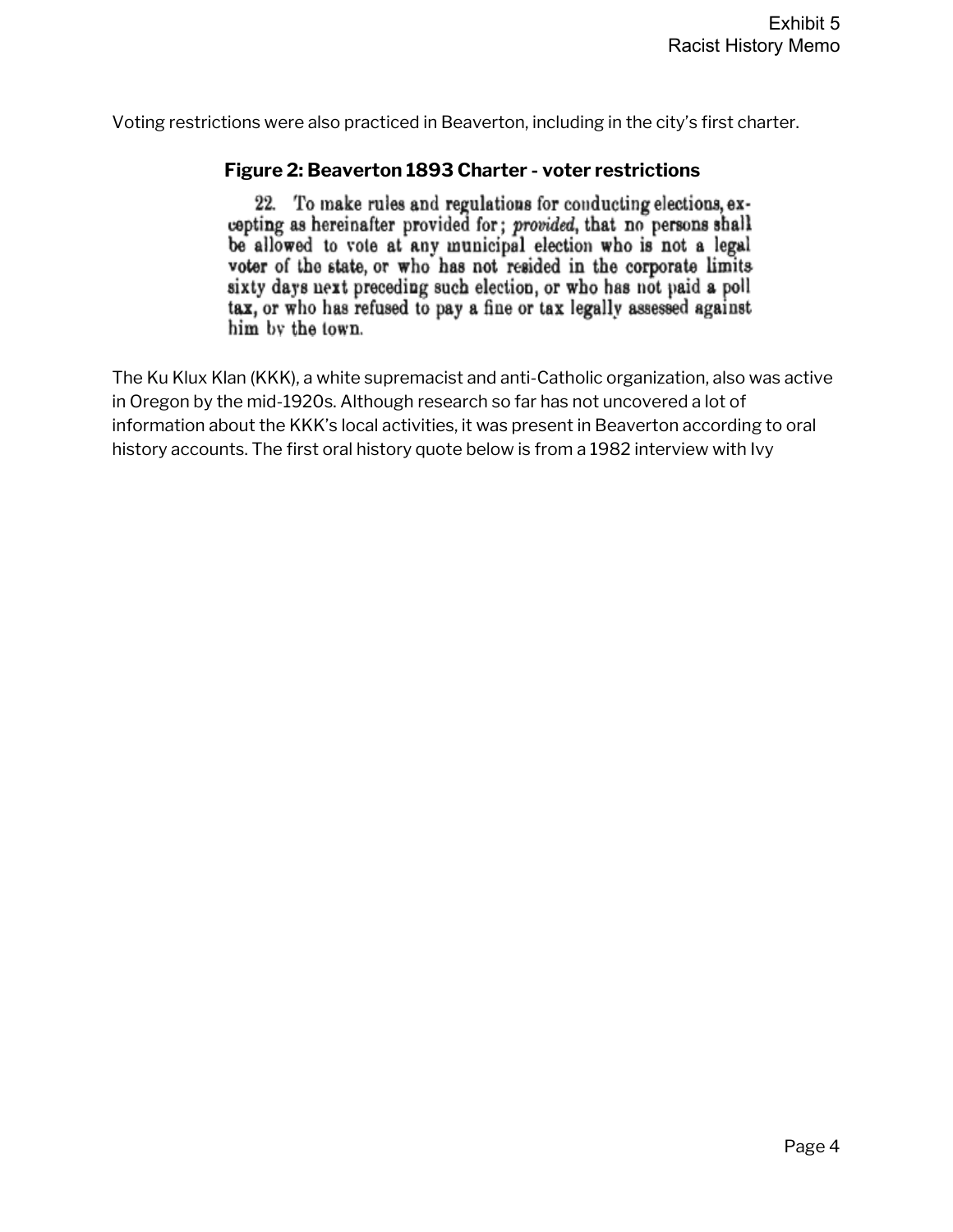Voting restrictions were also practiced in Beaverton, including in the city's first charter.

### Figure 2: Beaverton 1893 Charter - voter restrictions

> 22. To make rules and regulations for conducting elections, excepting as hereinafter provided for; *provided*, that no persons shall be allowed to vote at any municipal election who is not a legal voter of the state, or who has not resided in the corporate limits sixty days next preceding such election, or who has not paid a poll tax, or who has refused to pay a fine or tax legally assessed against him by the town.

The Ku Klux Klan (KKK), a white supremacist and anti-Catholic organization, also was active in Oregon by the mid-1920s. Although research so far has not uncovered a lot of information about the KKK's local activities, it was present in Beaverton according to oral history accounts. The first oral history quote below is from a 1982 interview with Ivy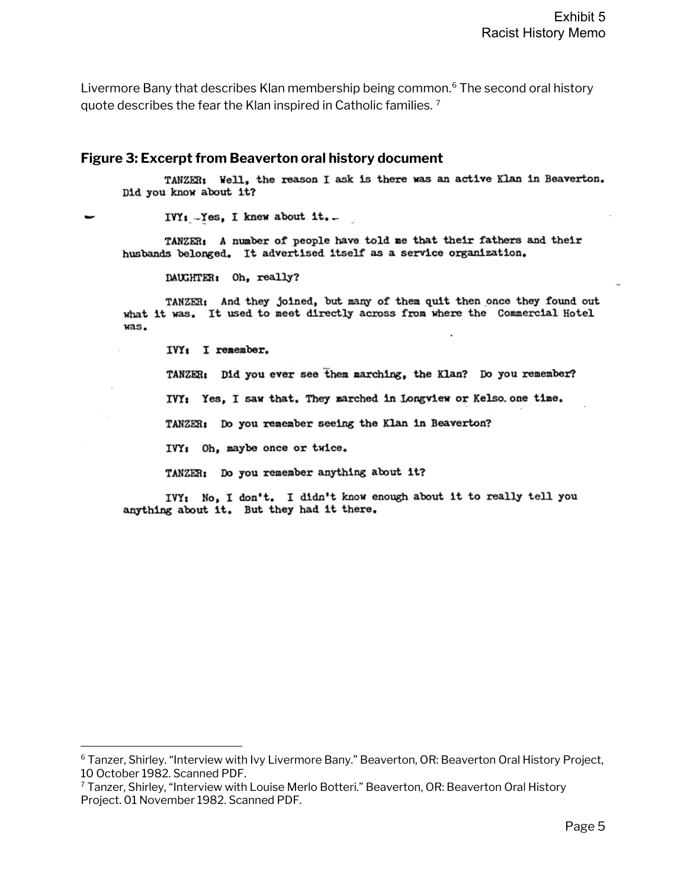Livermore Bany that describes Klan membership being common.[6] The second oral history quote describes the fear the Klan inspired in Catholic families. [7]

### Figure 3: Excerpt from Beaverton oral history document

TANZER: Well, the reason I ask is there was an active Klan in Beaverton. Did you know about it?

IVY: Yes, I knew about it.

TANZER: A number of people have told me that their fathers and their husbands belonged. It advertised itself as a service organization.

DAUGHTER: Oh, really?

TANZER: And they joined, but many of them quit then once they found out what it was. It used to meet directly across from where the Commercial Hotel was.

IVY: I remember.

TANZER: Did you ever see them marching, the Klan? Do you remember?

IVY: Yes, I saw that. They marched in Longview or Kelso one time.

TANZER: Do you remember seeing the Klan in Beaverton?

IVY: Oh, maybe once or twice.

TANZER: Do you remember anything about it?

IVY: No, I don't. I didn't know enough about it to really tell you anything about it. But they had it there.

---

[6] Tanzer, Shirley. "Interview with Ivy Livermore Bany." Beaverton, OR: Beaverton Oral History Project, 10 October 1982. Scanned PDF.

[7] Tanzer, Shirley, "Interview with Louise Merlo Botteri." Beaverton, OR: Beaverton Oral History Project. 01 November 1982. Scanned PDF.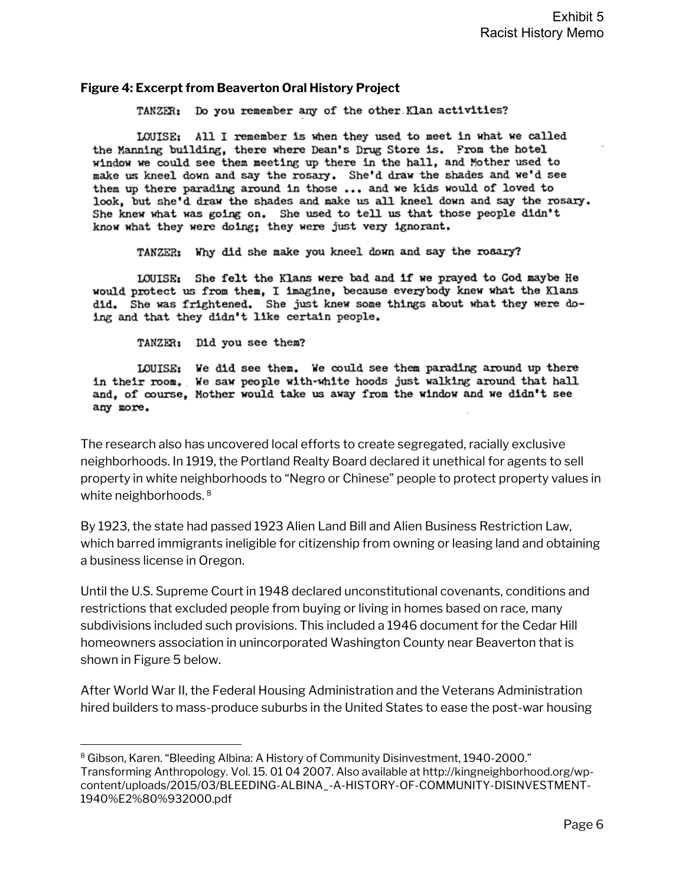**Figure 4: Excerpt from Beaverton Oral History Project**

TANZER: Do you remember any of the other Klan activities?

LOUISE: All I remember is when they used to meet in what we called the Manning building, there where Dean's Drug Store is. From the hotel window we could see them meeting up there in the hall, and Mother used to make us kneel down and say the rosary. She'd draw the shades and we'd see them up there parading around in those ... and we kids would of loved to look, but she'd draw the shades and make us all kneel down and say the rosary. She knew what was going on. She used to tell us that those people didn't know what they were doing; they were just very ignorant.

TANZER: Why did she make you kneel down and say the rosary?

LOUISE: She felt the Klans were bad and if we prayed to God maybe He would protect us from them, I imagine, because everybody knew what the Klans did. She was frightened. She just knew some things about what they were doing and that they didn't like certain people.

TANZER: Did you see them?

LOUISE: We did see them. We could see them parading around up there in their room. We saw people with-white hoods just walking around that hall and, of course, Mother would take us away from the window and we didn't see any more.

The research also has uncovered local efforts to create segregated, racially exclusive neighborhoods. In 1919, the Portland Realty Board declared it unethical for agents to sell property in white neighborhoods to "Negro or Chinese" people to protect property values in white neighborhoods. [8]

By 1923, the state had passed 1923 Alien Land Bill and Alien Business Restriction Law, which barred immigrants ineligible for citizenship from owning or leasing land and obtaining a business license in Oregon.

Until the U.S. Supreme Court in 1948 declared unconstitutional covenants, conditions and restrictions that excluded people from buying or living in homes based on race, many subdivisions included such provisions. This included a 1946 document for the Cedar Hill homeowners association in unincorporated Washington County near Beaverton that is shown in Figure 5 below.

After World War II, the Federal Housing Administration and the Veterans Administration hired builders to mass-produce suburbs in the United States to ease the post-war housing

[8] Gibson, Karen. "Bleeding Albina: A History of Community Disinvestment, 1940-2000." Transforming Anthropology. Vol. 15. 01 04 2007. Also available at http://kingneighborhood.org/wp-content/uploads/2015/03/BLEEDING-ALBINA_-A-HISTORY-OF-COMMUNITY-DISINVESTMENT-1940%E2%80%932000.pdf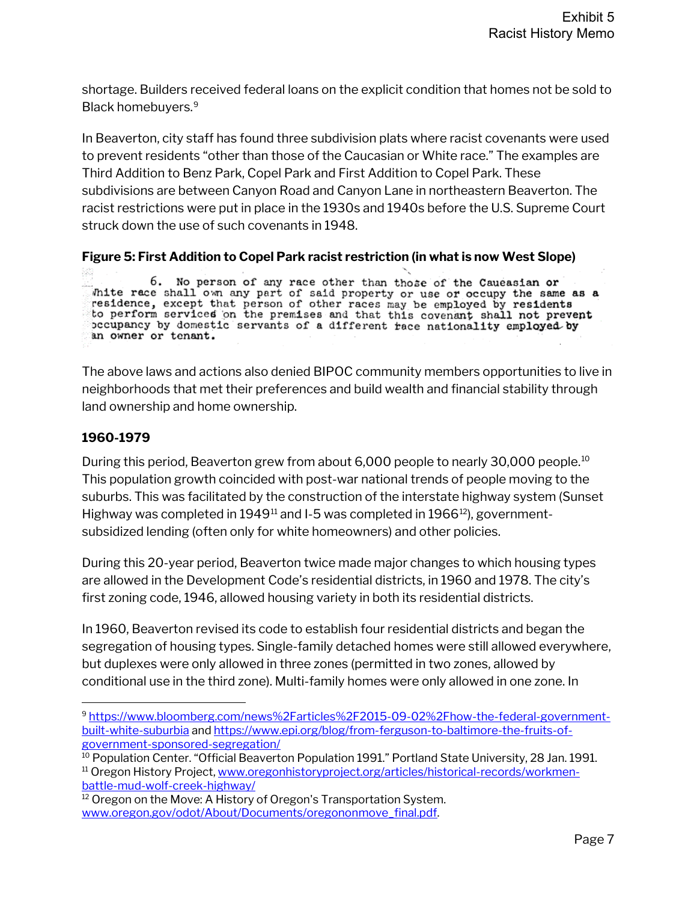shortage. Builders received federal loans on the explicit condition that homes not be sold to Black homebuyers.[9]

In Beaverton, city staff has found three subdivision plats where racist covenants were used to prevent residents "other than those of the Caucasian or White race." The examples are Third Addition to Benz Park, Copel Park and First Addition to Copel Park. These subdivisions are between Canyon Road and Canyon Lane in northeastern Beaverton. The racist restrictions were put in place in the 1930s and 1940s before the U.S. Supreme Court struck down the use of such covenants in 1948.

**Figure 5: First Addition to Copel Park racist restriction (in what is now West Slope)**

6. No person of any race other than those of the Caucasian or White race shall own any part of said property or use or occupy the same as a residence, except that person of other races may be employed by residents to perform services on the premises and that this covenant shall not prevent occupancy by domestic servants of a different race nationality employed by an owner or tenant.

The above laws and actions also denied BIPOC community members opportunities to live in neighborhoods that met their preferences and build wealth and financial stability through land ownership and home ownership.

### 1960-1979

During this period, Beaverton grew from about 6,000 people to nearly 30,000 people.[10] This population growth coincided with post-war national trends of people moving to the suburbs. This was facilitated by the construction of the interstate highway system (Sunset Highway was completed in 1949[11] and I-5 was completed in 1966[12]), government-subsidized lending (often only for white homeowners) and other policies.

During this 20-year period, Beaverton twice made major changes to which housing types are allowed in the Development Code's residential districts, in 1960 and 1978. The city's first zoning code, 1946, allowed housing variety in both its residential districts.

In 1960, Beaverton revised its code to establish four residential districts and began the segregation of housing types. Single-family detached homes were still allowed everywhere, but duplexes were only allowed in three zones (permitted in two zones, allowed by conditional use in the third zone). Multi-family homes were only allowed in one zone. In

---

[9] https://www.bloomberg.com/news%2Farticles%2F2015-09-02%2Fhow-the-federal-government-built-white-suburbia and https://www.epi.org/blog/from-ferguson-to-baltimore-the-fruits-of-government-sponsored-segregation/

[10] Population Center. "Official Beaverton Population 1991." Portland State University, 28 Jan. 1991.

[11] Oregon History Project, www.oregonhistoryproject.org/articles/historical-records/workmen-battle-mud-wolf-creek-highway/

[12] Oregon on the Move: A History of Oregon's Transportation System. www.oregon.gov/odot/About/Documents/oregononmove_final.pdf.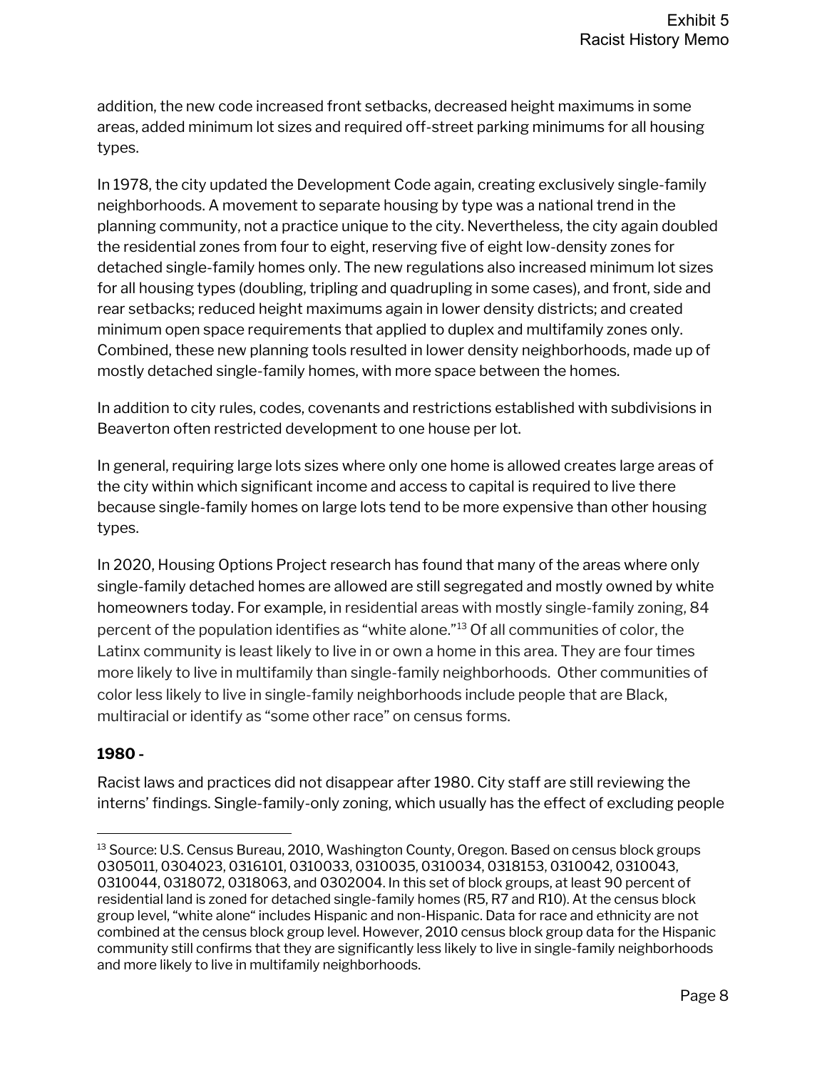addition, the new code increased front setbacks, decreased height maximums in some areas, added minimum lot sizes and required off-street parking minimums for all housing types.

In 1978, the city updated the Development Code again, creating exclusively single-family neighborhoods. A movement to separate housing by type was a national trend in the planning community, not a practice unique to the city. Nevertheless, the city again doubled the residential zones from four to eight, reserving five of eight low-density zones for detached single-family homes only. The new regulations also increased minimum lot sizes for all housing types (doubling, tripling and quadrupling in some cases), and front, side and rear setbacks; reduced height maximums again in lower density districts; and created minimum open space requirements that applied to duplex and multifamily zones only. Combined, these new planning tools resulted in lower density neighborhoods, made up of mostly detached single-family homes, with more space between the homes.

In addition to city rules, codes, covenants and restrictions established with subdivisions in Beaverton often restricted development to one house per lot.

In general, requiring large lots sizes where only one home is allowed creates large areas of the city within which significant income and access to capital is required to live there because single-family homes on large lots tend to be more expensive than other housing types.

In 2020, Housing Options Project research has found that many of the areas where only single-family detached homes are allowed are still segregated and mostly owned by white homeowners today. For example, in residential areas with mostly single-family zoning, 84 percent of the population identifies as "white alone."[13] Of all communities of color, the Latinx community is least likely to live in or own a home in this area. They are four times more likely to live in multifamily than single-family neighborhoods. Other communities of color less likely to live in single-family neighborhoods include people that are Black, multiracial or identify as "some other race" on census forms.

**1980 -**

Racist laws and practices did not disappear after 1980. City staff are still reviewing the interns' findings. Single-family-only zoning, which usually has the effect of excluding people

---

[13] Source: U.S. Census Bureau, 2010, Washington County, Oregon. Based on census block groups 0305011, 0304023, 0316101, 0310033, 0310035, 0310034, 0318153, 0310042, 0310043, 0310044, 0318072, 0318063, and 0302004. In this set of block groups, at least 90 percent of residential land is zoned for detached single-family homes (R5, R7 and R10). At the census block group level, "white alone" includes Hispanic and non-Hispanic. Data for race and ethnicity are not combined at the census block group level. However, 2010 census block group data for the Hispanic community still confirms that they are significantly less likely to live in single-family neighborhoods and more likely to live in multifamily neighborhoods.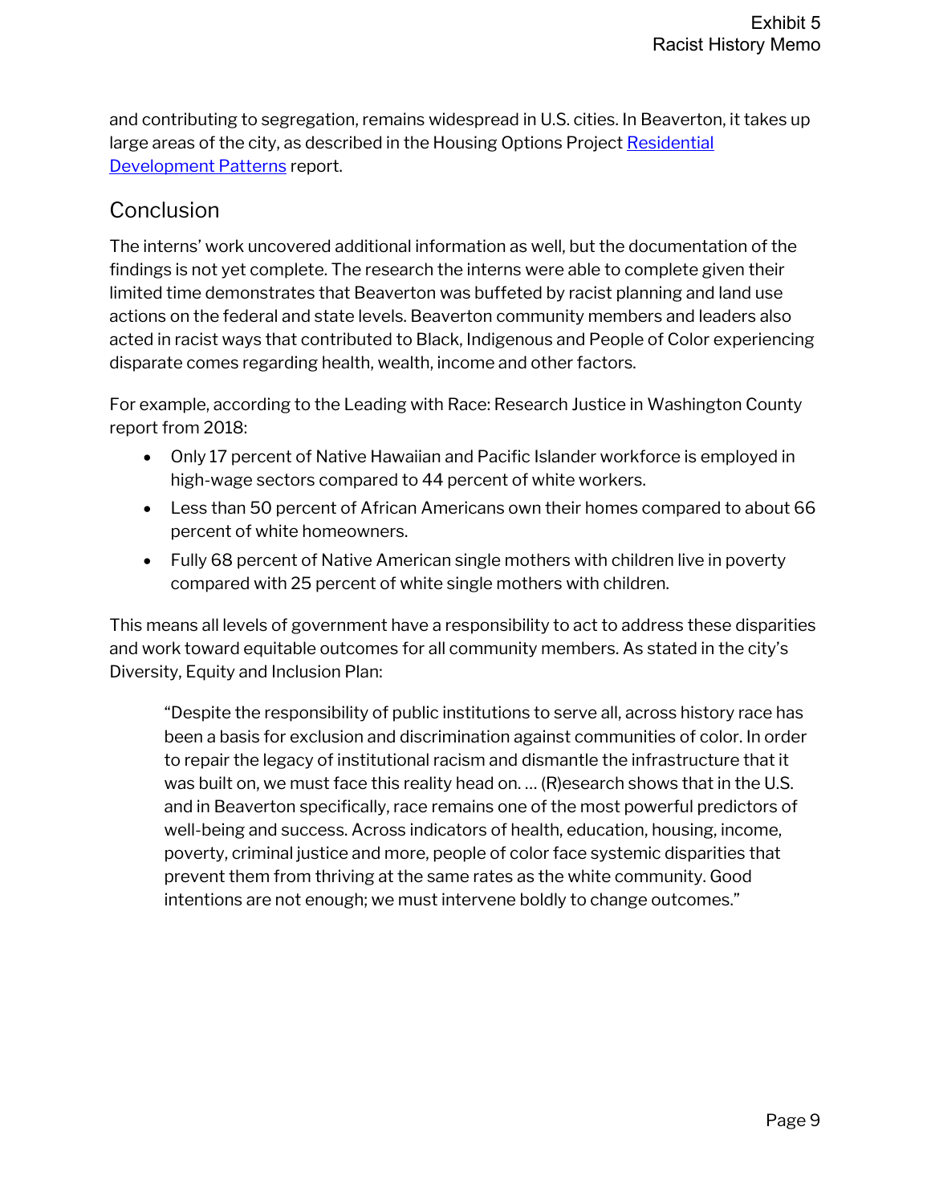and contributing to segregation, remains widespread in U.S. cities. In Beaverton, it takes up large areas of the city, as described in the Housing Options Project [Residential Development Patterns]() report.

## Conclusion

The interns' work uncovered additional information as well, but the documentation of the findings is not yet complete. The research the interns were able to complete given their limited time demonstrates that Beaverton was buffeted by racist planning and land use actions on the federal and state levels. Beaverton community members and leaders also acted in racist ways that contributed to Black, Indigenous and People of Color experiencing disparate comes regarding health, wealth, income and other factors.

For example, according to the Leading with Race: Research Justice in Washington County report from 2018:

- Only 17 percent of Native Hawaiian and Pacific Islander workforce is employed in high-wage sectors compared to 44 percent of white workers.
- Less than 50 percent of African Americans own their homes compared to about 66 percent of white homeowners.
- Fully 68 percent of Native American single mothers with children live in poverty compared with 25 percent of white single mothers with children.

This means all levels of government have a responsibility to act to address these disparities and work toward equitable outcomes for all community members. As stated in the city's Diversity, Equity and Inclusion Plan:

> "Despite the responsibility of public institutions to serve all, across history race has been a basis for exclusion and discrimination against communities of color. In order to repair the legacy of institutional racism and dismantle the infrastructure that it was built on, we must face this reality head on. … (R)esearch shows that in the U.S. and in Beaverton specifically, race remains one of the most powerful predictors of well-being and success. Across indicators of health, education, housing, income, poverty, criminal justice and more, people of color face systemic disparities that prevent them from thriving at the same rates as the white community. Good intentions are not enough; we must intervene boldly to change outcomes."